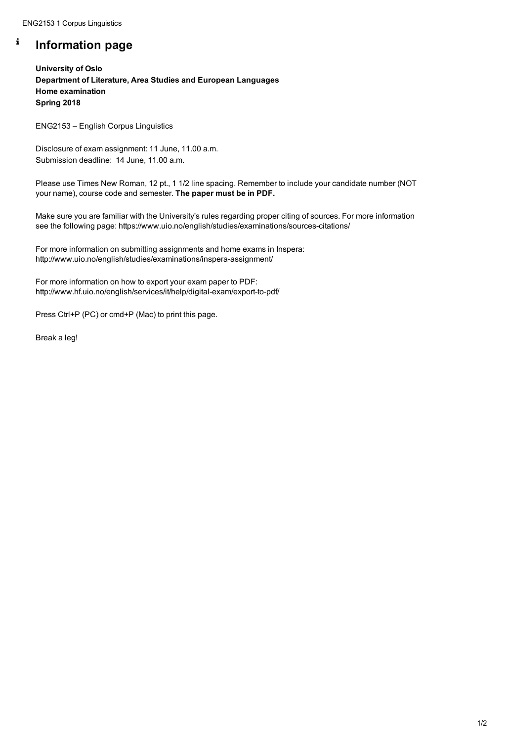# Information page

**University of Oslo**
**Department of Literature, Area Studies and European Languages**
**Home examination**
**Spring 2018**

ENG2153 – English Corpus Linguistics

Disclosure of exam assignment: 11 June, 11.00 a.m.
Submission deadline: 14 June, 11.00 a.m.

Please use Times New Roman, 12 pt., 1 1/2 line spacing. Remember to include your candidate number (NOT your name), course code and semester. **The paper must be in PDF.**

Make sure you are familiar with the University's rules regarding proper citing of sources. For more information see the following page: https://www.uio.no/english/studies/examinations/sources-citations/

For more information on submitting assignments and home exams in Inspera:
http://www.uio.no/english/studies/examinations/inspera-assignment/

For more information on how to export your exam paper to PDF:
http://www.hf.uio.no/english/services/it/help/digital-exam/export-to-pdf/

Press Ctrl+P (PC) or cmd+P (Mac) to print this page.

Break a leg!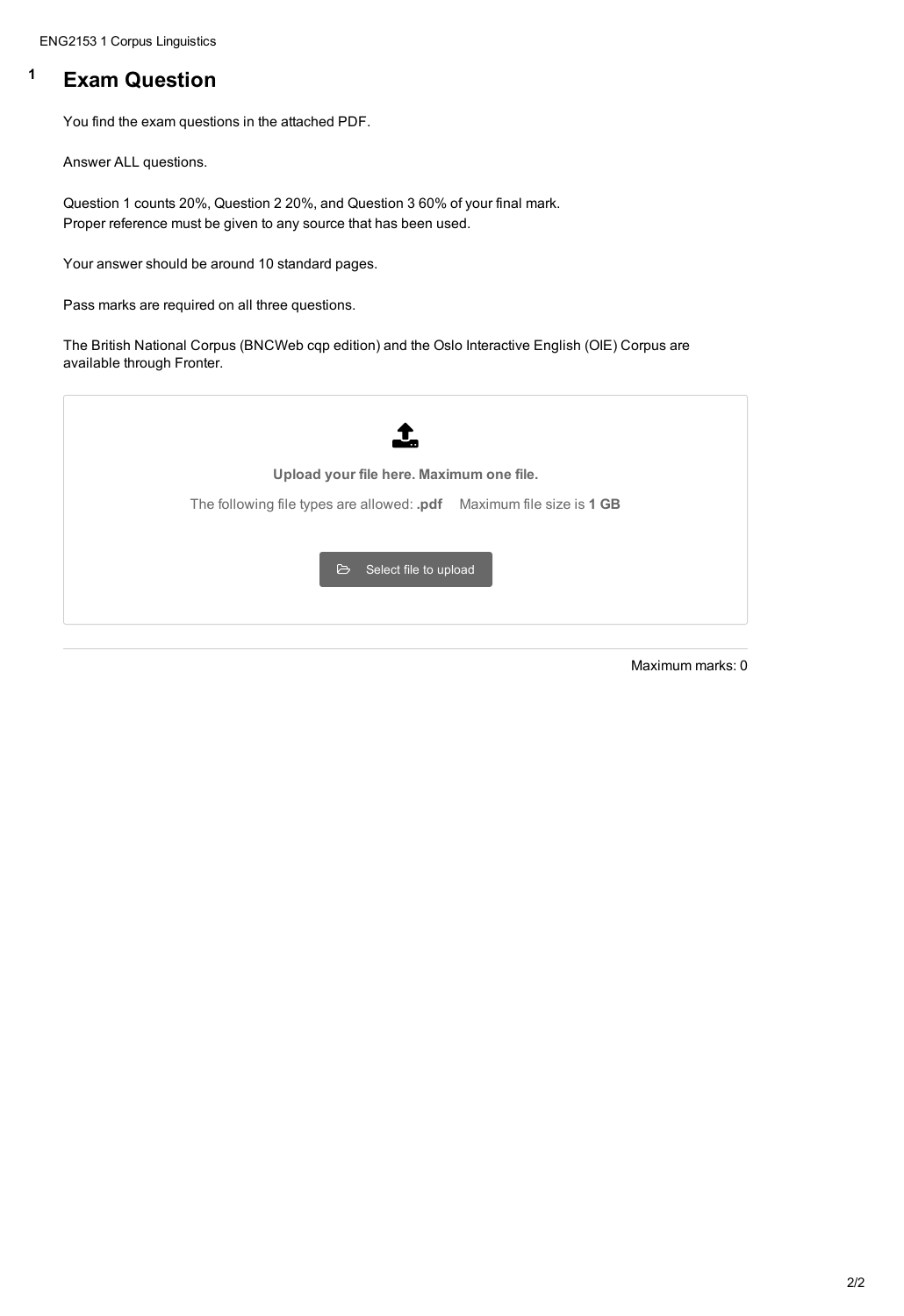# 1 Exam Question

You find the exam questions in the attached PDF.

Answer ALL questions.

Question 1 counts 20%, Question 2 20%, and Question 3 60% of your final mark.
Proper reference must be given to any source that has been used.

Your answer should be around 10 standard pages.

Pass marks are required on all three questions.

The British National Corpus (BNCWeb cqp edition) and the Oslo Interactive English (OIE) Corpus are available through Fronter.

**Upload your file here. Maximum one file.**

The following file types are allowed: **.pdf** Maximum file size is **1 GB**

Select file to upload

Maximum marks: 0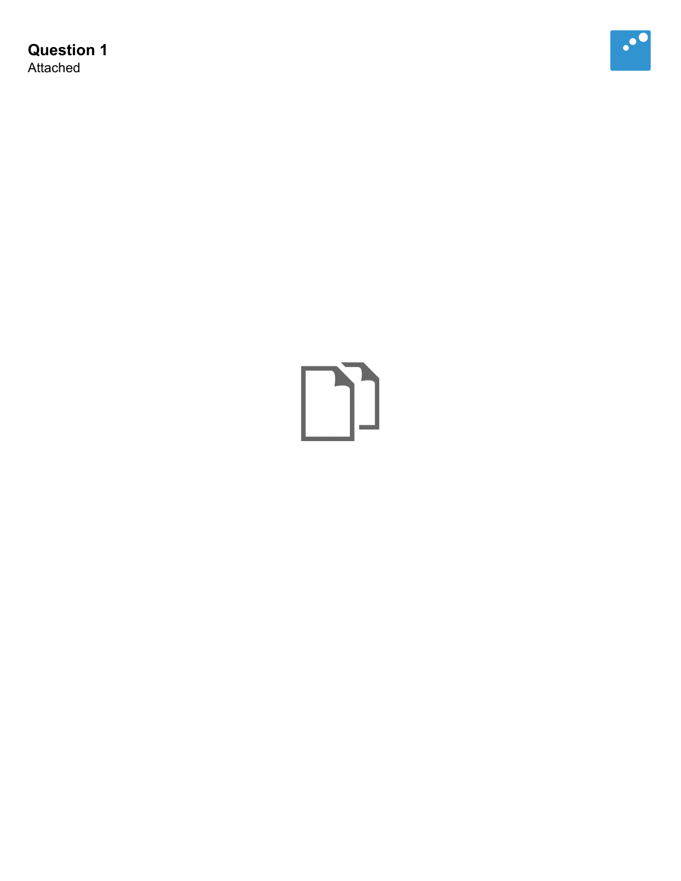**Question 1**

Attached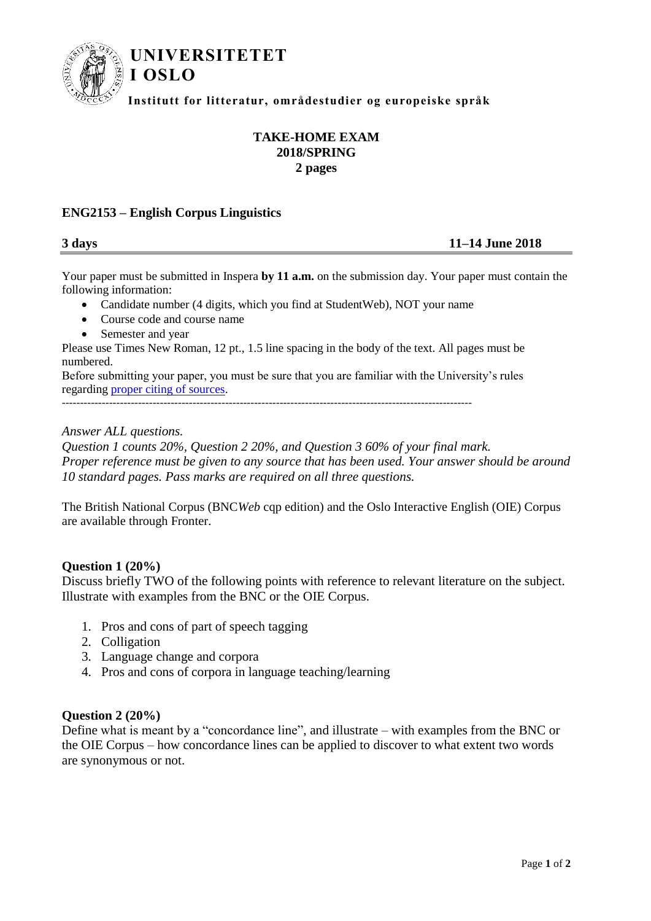**UNIVERSITETET I OSLO**

**Institutt for litteratur, områdestudier og europeiske språk**

**TAKE-HOME EXAM**
**2018/SPRING**
**2 pages**

## ENG2153 – English Corpus Linguistics

**3 days** **11–14 June 2018**

---

Your paper must be submitted in Inspera **by 11 a.m.** on the submission day. Your paper must contain the following information:

- Candidate number (4 digits, which you find at StudentWeb), NOT your name
- Course code and course name
- Semester and year

Please use Times New Roman, 12 pt., 1.5 line spacing in the body of the text. All pages must be numbered.

Before submitting your paper, you must be sure that you are familiar with the University's rules regarding proper citing of sources.

---

*Answer ALL questions.*
*Question 1 counts 20%, Question 2 20%, and Question 3 60% of your final mark.*
*Proper reference must be given to any source that has been used. Your answer should be around 10 standard pages. Pass marks are required on all three questions.*

The British National Corpus (BNC*Web* cqp edition) and the Oslo Interactive English (OIE) Corpus are available through Fronter.

### Question 1 (20%)

Discuss briefly TWO of the following points with reference to relevant literature on the subject. Illustrate with examples from the BNC or the OIE Corpus.

1. Pros and cons of part of speech tagging
2. Colligation
3. Language change and corpora
4. Pros and cons of corpora in language teaching/learning

### Question 2 (20%)

Define what is meant by a "concordance line", and illustrate – with examples from the BNC or the OIE Corpus – how concordance lines can be applied to discover to what extent two words are synonymous or not.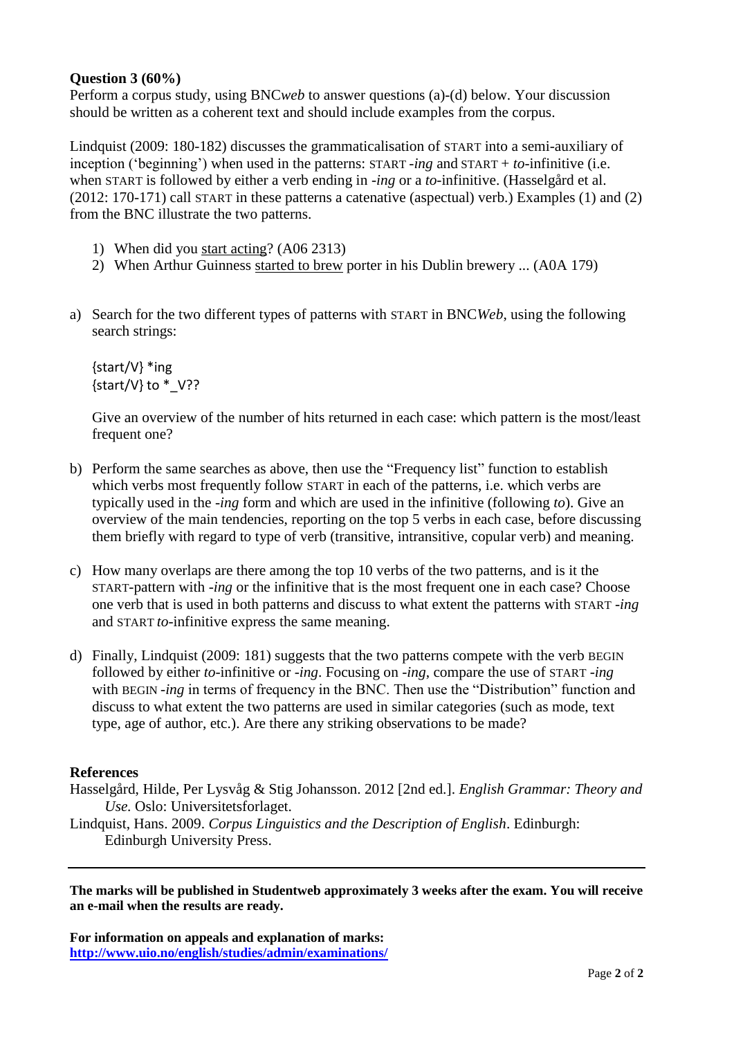**Question 3 (60%)**
Perform a corpus study, using BNC*web* to answer questions (a)-(d) below. Your discussion should be written as a coherent text and should include examples from the corpus.

Lindquist (2009: 180-182) discusses the grammaticalisation of START into a semi-auxiliary of inception ('beginning') when used in the patterns: START -*ing* and START + *to*-infinitive (i.e. when START is followed by either a verb ending in -*ing* or a *to*-infinitive. (Hasselgård et al. (2012: 170-171) call START in these patterns a catenative (aspectual) verb.) Examples (1) and (2) from the BNC illustrate the two patterns.

1) When did you <u>start acting</u>? (A06 2313)
2) When Arthur Guinness <u>started to brew</u> porter in his Dublin brewery ... (A0A 179)

a) Search for the two different types of patterns with START in BNC*Web*, using the following search strings:

   {start/V} *ing
   {start/V} to *_V??

   Give an overview of the number of hits returned in each case: which pattern is the most/least frequent one?

b) Perform the same searches as above, then use the "Frequency list" function to establish which verbs most frequently follow START in each of the patterns, i.e. which verbs are typically used in the -*ing* form and which are used in the infinitive (following *to*). Give an overview of the main tendencies, reporting on the top 5 verbs in each case, before discussing them briefly with regard to type of verb (transitive, intransitive, copular verb) and meaning.

c) How many overlaps are there among the top 10 verbs of the two patterns, and is it the START-pattern with -*ing* or the infinitive that is the most frequent one in each case? Choose one verb that is used in both patterns and discuss to what extent the patterns with START -*ing* and START *to*-infinitive express the same meaning.

d) Finally, Lindquist (2009: 181) suggests that the two patterns compete with the verb BEGIN followed by either *to*-infinitive or -*ing*. Focusing on -*ing*, compare the use of START -*ing* with BEGIN -*ing* in terms of frequency in the BNC. Then use the "Distribution" function and discuss to what extent the two patterns are used in similar categories (such as mode, text type, age of author, etc.). Are there any striking observations to be made?

**References**

Hasselgård, Hilde, Per Lysvåg & Stig Johansson. 2012 [2nd ed.]. *English Grammar: Theory and Use.* Oslo: Universitetsforlaget.

Lindquist, Hans. 2009. *Corpus Linguistics and the Description of English*. Edinburgh: Edinburgh University Press.

---

**The marks will be published in Studentweb approximately 3 weeks after the exam. You will receive an e-mail when the results are ready.**

**For information on appeals and explanation of marks:**
**http://www.uio.no/english/studies/admin/examinations/**